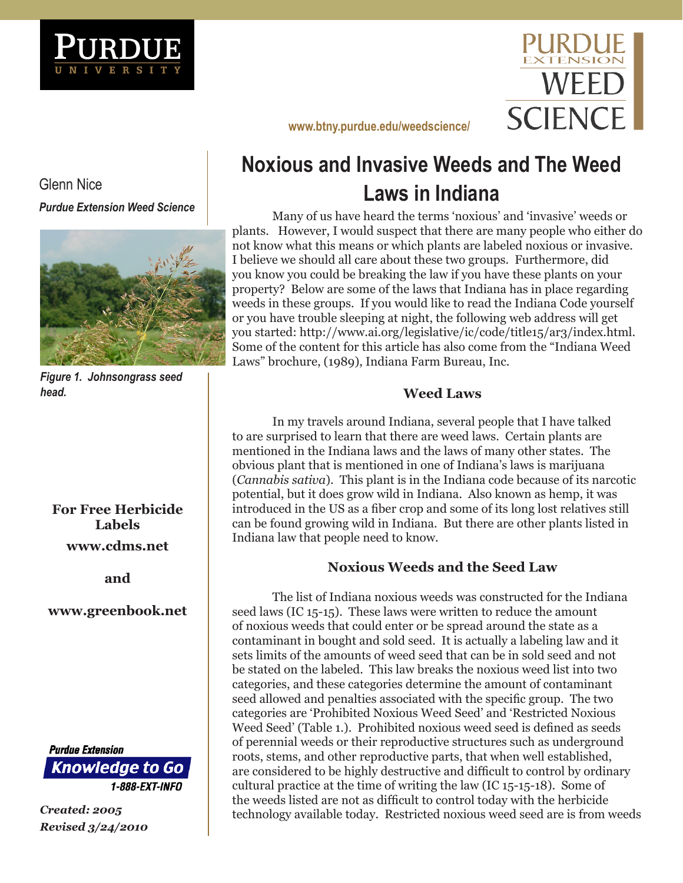# Noxious and Invasive Weeds and The Weed Laws in Indiana

Glenn Nice

*Purdue Extension Weed Science*

www.btny.purdue.edu/weedscience/

*Figure 1. Johnsongrass seed head.*

Many of us have heard the terms 'noxious' and 'invasive' weeds or plants. However, I would suspect that there are many people who either do not know what this means or which plants are labeled noxious or invasive. I believe we should all care about these two groups. Furthermore, did you know you could be breaking the law if you have these plants on your property? Below are some of the laws that Indiana has in place regarding weeds in these groups. If you would like to read the Indiana Code yourself or you have trouble sleeping at night, the following web address will get you started: http://www.ai.org/legislative/ic/code/title15/ar3/index.html. Some of the content for this article has also come from the "Indiana Weed Laws" brochure, (1989), Indiana Farm Bureau, Inc.

## Weed Laws

In my travels around Indiana, several people that I have talked to are surprised to learn that there are weed laws. Certain plants are mentioned in the Indiana laws and the laws of many other states. The obvious plant that is mentioned in one of Indiana's laws is marijuana (*Cannabis sativa*). This plant is in the Indiana code because of its narcotic potential, but it does grow wild in Indiana. Also known as hemp, it was introduced in the US as a fiber crop and some of its long lost relatives still can be found growing wild in Indiana. But there are other plants listed in Indiana law that people need to know.

## Noxious Weeds and the Seed Law

The list of Indiana noxious weeds was constructed for the Indiana seed laws (IC 15-15). These laws were written to reduce the amount of noxious weeds that could enter or be spread around the state as a contaminant in bought and sold seed. It is actually a labeling law and it sets limits of the amounts of weed seed that can be in sold seed and not be stated on the labeled. This law breaks the noxious weed list into two categories, and these categories determine the amount of contaminant seed allowed and penalties associated with the specific group. The two categories are 'Prohibited Noxious Weed Seed' and 'Restricted Noxious Weed Seed' (Table 1.). Prohibited noxious weed seed is defined as seeds of perennial weeds or their reproductive structures such as underground roots, stems, and other reproductive parts, that when well established, are considered to be highly destructive and difficult to control by ordinary cultural practice at the time of writing the law (IC 15-15-18). Some of the weeds listed are not as difficult to control today with the herbicide technology available today. Restricted noxious weed seed are is from weeds

**For Free Herbicide Labels**

**www.cdms.net**

**and**

**www.greenbook.net**

Purdue Extension Knowledge to Go 1-888-EXT-INFO

***Created: 2005***
***Revised 3/24/2010***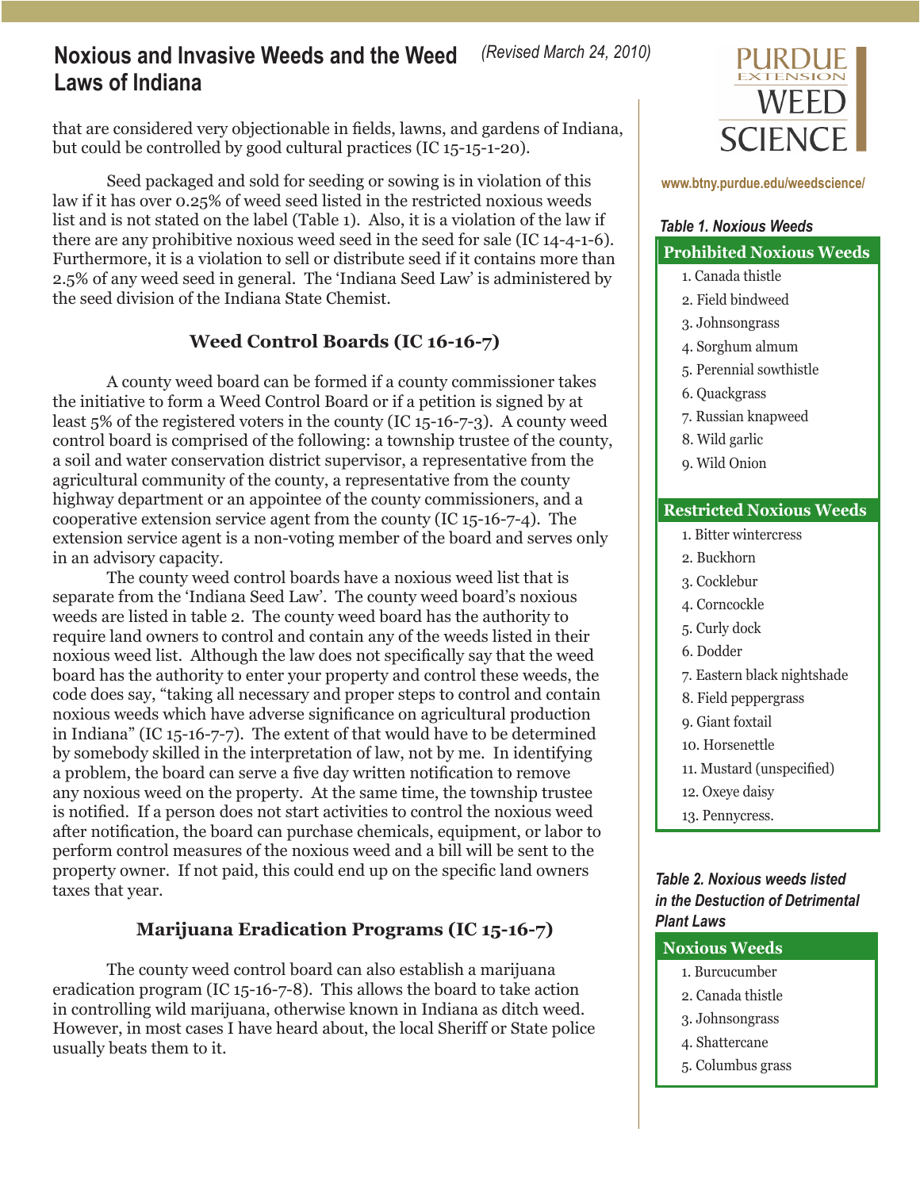that are considered very objectionable in fields, lawns, and gardens of Indiana, but could be controlled by good cultural practices (IC 15-15-1-20).

Seed packaged and sold for seeding or sowing is in violation of this law if it has over 0.25% of weed seed listed in the restricted noxious weeds list and is not stated on the label (Table 1). Also, it is a violation of the law if there are any prohibitive noxious weed seed in the seed for sale (IC 14-4-1-6). Furthermore, it is a violation to sell or distribute seed if it contains more than 2.5% of any weed seed in general. The 'Indiana Seed Law' is administered by the seed division of the Indiana State Chemist.

## Weed Control Boards (IC 16-16-7)

A county weed board can be formed if a county commissioner takes the initiative to form a Weed Control Board or if a petition is signed by at least 5% of the registered voters in the county (IC 15-16-7-3). A county weed control board is comprised of the following: a township trustee of the county, a soil and water conservation district supervisor, a representative from the agricultural community of the county, a representative from the county highway department or an appointee of the county commissioners, and a cooperative extension service agent from the county (IC 15-16-7-4). The extension service agent is a non-voting member of the board and serves only in an advisory capacity.

The county weed control boards have a noxious weed list that is separate from the 'Indiana Seed Law'. The county weed board's noxious weeds are listed in table 2. The county weed board has the authority to require land owners to control and contain any of the weeds listed in their noxious weed list. Although the law does not specifically say that the weed board has the authority to enter your property and control these weeds, the code does say, "taking all necessary and proper steps to control and contain noxious weeds which have adverse significance on agricultural production in Indiana" (IC 15-16-7-7). The extent of that would have to be determined by somebody skilled in the interpretation of law, not by me. In identifying a problem, the board can serve a five day written notification to remove any noxious weed on the property. At the same time, the township trustee is notified. If a person does not start activities to control the noxious weed after notification, the board can purchase chemicals, equipment, or labor to perform control measures of the noxious weed and a bill will be sent to the property owner. If not paid, this could end up on the specific land owners taxes that year.

## Marijuana Eradication Programs (IC 15-16-7)

The county weed control board can also establish a marijuana eradication program (IC 15-16-7-8). This allows the board to take action in controlling wild marijuana, otherwise known in Indiana as ditch weed. However, in most cases I have heard about, the local Sheriff or State police usually beats them to it.

*Table 1. Noxious Weeds*

| Prohibited Noxious Weeds |
|---|
| 1. Canada thistle |
| 2. Field bindweed |
| 3. Johnsongrass |
| 4. Sorghum almum |
| 5. Perennial sowthistle |
| 6. Quackgrass |
| 7. Russian knapweed |
| 8. Wild garlic |
| 9. Wild Onion |

| Restricted Noxious Weeds |
|---|
| 1. Bitter wintercress |
| 2. Buckhorn |
| 3. Cocklebur |
| 4. Corncockle |
| 5. Curly dock |
| 6. Dodder |
| 7. Eastern black nightshade |
| 8. Field peppergrass |
| 9. Giant foxtail |
| 10. Horsenettle |
| 11. Mustard (unspecified) |
| 12. Oxeye daisy |
| 13. Pennycress. |

*Table 2. Noxious weeds listed in the Destuction of Detrimental Plant Laws*

| Noxious Weeds |
|---|
| 1. Burcucumber |
| 2. Canada thistle |
| 3. Johnsongrass |
| 4. Shattercane |
| 5. Columbus grass |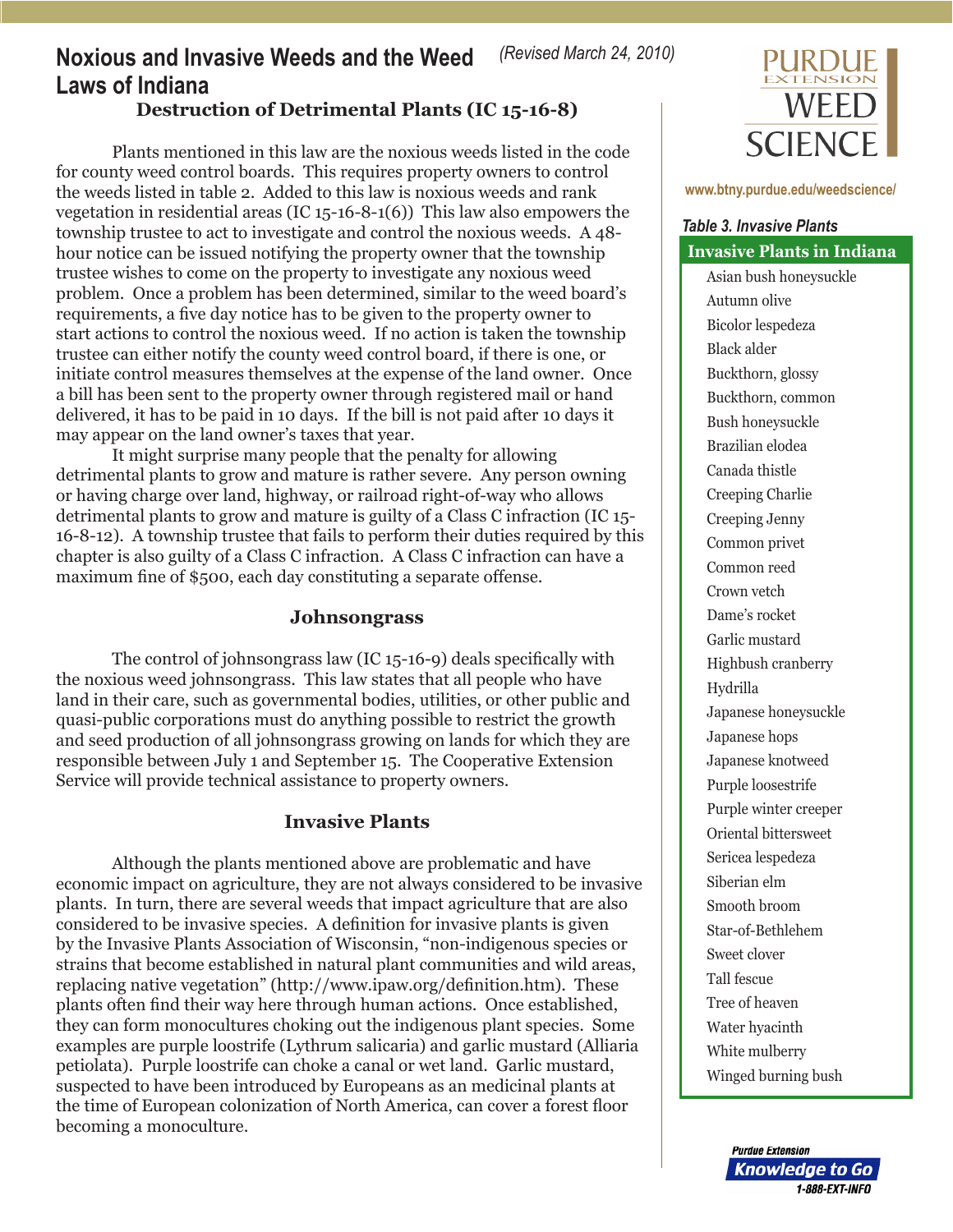## Destruction of Detrimental Plants (IC 15-16-8)

Plants mentioned in this law are the noxious weeds listed in the code for county weed control boards. This requires property owners to control the weeds listed in table 2. Added to this law is noxious weeds and rank vegetation in residential areas (IC 15-16-8-1(6)) This law also empowers the township trustee to act to investigate and control the noxious weeds. A 48-hour notice can be issued notifying the property owner that the township trustee wishes to come on the property to investigate any noxious weed problem. Once a problem has been determined, similar to the weed board's requirements, a five day notice has to be given to the property owner to start actions to control the noxious weed. If no action is taken the township trustee can either notify the county weed control board, if there is one, or initiate control measures themselves at the expense of the land owner. Once a bill has been sent to the property owner through registered mail or hand delivered, it has to be paid in 10 days. If the bill is not paid after 10 days it may appear on the land owner's taxes that year.

It might surprise many people that the penalty for allowing detrimental plants to grow and mature is rather severe. Any person owning or having charge over land, highway, or railroad right-of-way who allows detrimental plants to grow and mature is guilty of a Class C infraction (IC 15-16-8-12). A township trustee that fails to perform their duties required by this chapter is also guilty of a Class C infraction. A Class C infraction can have a maximum fine of $500, each day constituting a separate offense.

## Johnsongrass

The control of johnsongrass law (IC 15-16-9) deals specifically with the noxious weed johnsongrass. This law states that all people who have land in their care, such as governmental bodies, utilities, or other public and quasi-public corporations must do anything possible to restrict the growth and seed production of all johnsongrass growing on lands for which they are responsible between July 1 and September 15. The Cooperative Extension Service will provide technical assistance to property owners.

## Invasive Plants

Although the plants mentioned above are problematic and have economic impact on agriculture, they are not always considered to be invasive plants. In turn, there are several weeds that impact agriculture that are also considered to be invasive species. A definition for invasive plants is given by the Invasive Plants Association of Wisconsin, "non-indigenous species or strains that become established in natural plant communities and wild areas, replacing native vegetation" (http://www.ipaw.org/definition.htm). These plants often find their way here through human actions. Once established, they can form monocultures choking out the indigenous plant species. Some examples are purple loostrife (Lythrum salicaria) and garlic mustard (Alliaria petiolata). Purple loostrife can choke a canal or wet land. Garlic mustard, suspected to have been introduced by Europeans as an medicinal plants at the time of European colonization of North America, can cover a forest floor becoming a monoculture.

*Table 3. Invasive Plants*

| Invasive Plants in Indiana |
| --- |
| Asian bush honeysuckle |
| Autumn olive |
| Bicolor lespedeza |
| Black alder |
| Buckthorn, glossy |
| Buckthorn, common |
| Bush honeysuckle |
| Brazilian elodea |
| Canada thistle |
| Creeping Charlie |
| Creeping Jenny |
| Common privet |
| Common reed |
| Crown vetch |
| Dame's rocket |
| Garlic mustard |
| Highbush cranberry |
| Hydrilla |
| Japanese honeysuckle |
| Japanese hops |
| Japanese knotweed |
| Purple loosestrife |
| Purple winter creeper |
| Oriental bittersweet |
| Sericea lespedeza |
| Siberian elm |
| Smooth broom |
| Star-of-Bethlehem |
| Sweet clover |
| Tall fescue |
| Tree of heaven |
| Water hyacinth |
| White mulberry |
| Winged burning bush |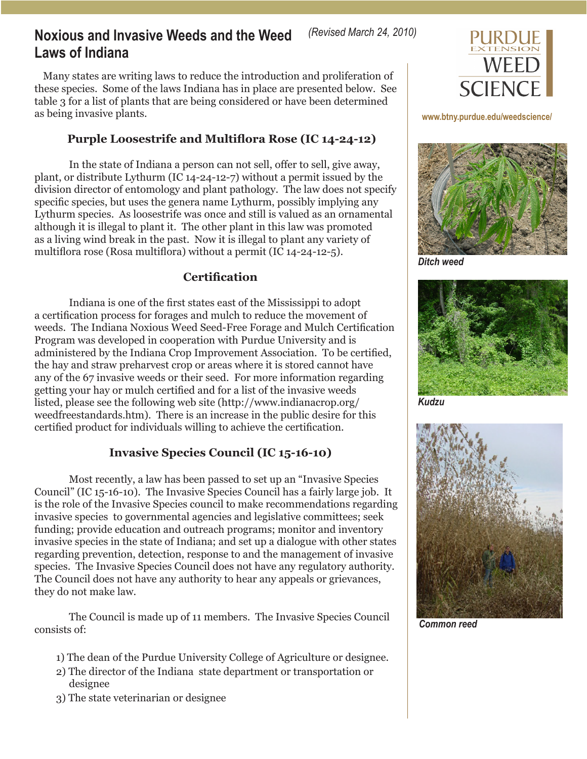# Noxious and Invasive Weeds and the Weed Laws of Indiana

*(Revised March 24, 2010)*

Many states are writing laws to reduce the introduction and proliferation of these species. Some of the laws Indiana has in place are presented below. See table 3 for a list of plants that are being considered or have been determined as being invasive plants.

## Purple Loosestrife and Multiflora Rose (IC 14-24-12)

In the state of Indiana a person can not sell, offer to sell, give away, plant, or distribute Lythurm (IC 14-24-12-7) without a permit issued by the division director of entomology and plant pathology. The law does not specify specific species, but uses the genera name Lythurm, possibly implying any Lythurm species. As loosestrife was once and still is valued as an ornamental although it is illegal to plant it. The other plant in this law was promoted as a living wind break in the past. Now it is illegal to plant any variety of multiflora rose (Rosa multiflora) without a permit (IC 14-24-12-5).

## Certification

Indiana is one of the first states east of the Mississippi to adopt a certification process for forages and mulch to reduce the movement of weeds. The Indiana Noxious Weed Seed-Free Forage and Mulch Certification Program was developed in cooperation with Purdue University and is administered by the Indiana Crop Improvement Association. To be certified, the hay and straw preharvest crop or areas where it is stored cannot have any of the 67 invasive weeds or their seed. For more information regarding getting your hay or mulch certified and for a list of the invasive weeds listed, please see the following web site (http://www.indianacrop.org/weedfreestandards.htm). There is an increase in the public desire for this certified product for individuals willing to achieve the certification.

## Invasive Species Council (IC 15-16-10)

Most recently, a law has been passed to set up an "Invasive Species Council" (IC 15-16-10). The Invasive Species Council has a fairly large job. It is the role of the Invasive Species council to make recommendations regarding invasive species to governmental agencies and legislative committees; seek funding; provide education and outreach programs; monitor and inventory invasive species in the state of Indiana; and set up a dialogue with other states regarding prevention, detection, response to and the management of invasive species. The Invasive Species Council does not have any regulatory authority. The Council does not have any authority to hear any appeals or grievances, they do not make law.

The Council is made up of 11 members. The Invasive Species Council consists of:

1) The dean of the Purdue University College of Agriculture or designee.
2) The director of the Indiana state department or transportation or designee
3) The state veterinarian or designee

Purdue Extension Weed Science

www.btny.purdue.edu/weedscience/

*Ditch weed*

*Kudzu*

*Common reed*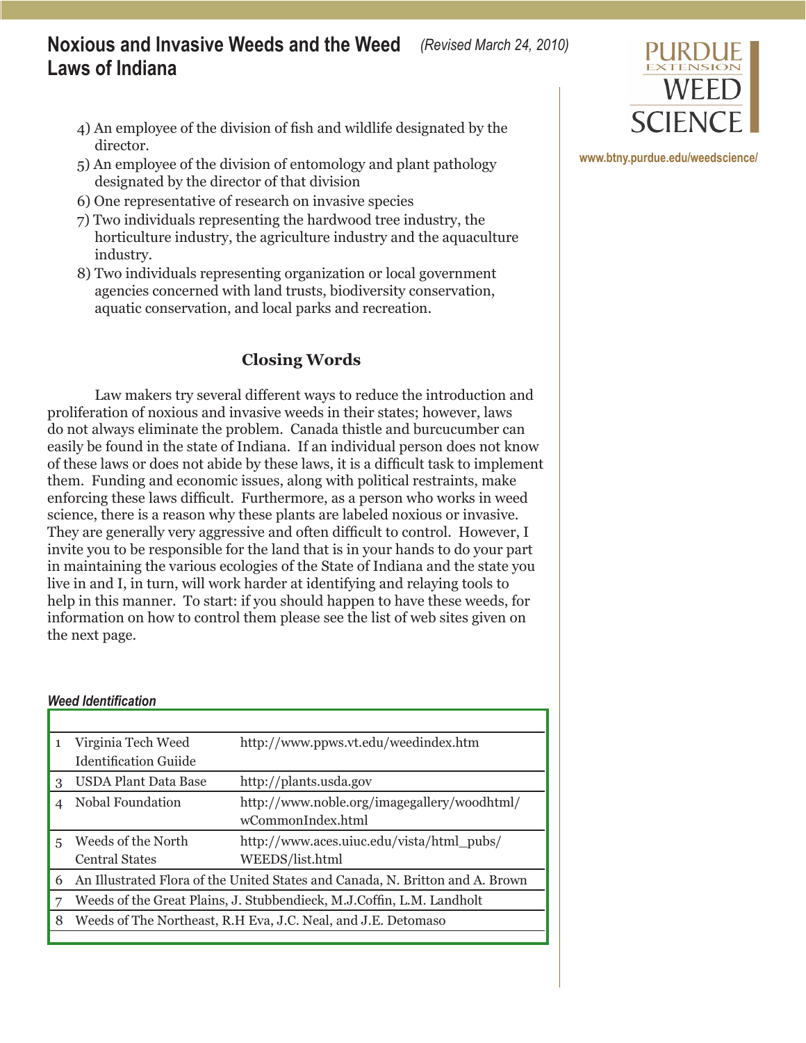4) An employee of the division of fish and wildlife designated by the director.
5) An employee of the division of entomology and plant pathology designated by the director of that division
6) One representative of research on invasive species
7) Two individuals representing the hardwood tree industry, the horticulture industry, the agriculture industry and the aquaculture industry.
8) Two individuals representing organization or local government agencies concerned with land trusts, biodiversity conservation, aquatic conservation, and local parks and recreation.

## Closing Words

Law makers try several different ways to reduce the introduction and proliferation of noxious and invasive weeds in their states; however, laws do not always eliminate the problem. Canada thistle and burcucumber can easily be found in the state of Indiana. If an individual person does not know of these laws or does not abide by these laws, it is a difficult task to implement them. Funding and economic issues, along with political restraints, make enforcing these laws difficult. Furthermore, as a person who works in weed science, there is a reason why these plants are labeled noxious or invasive. They are generally very aggressive and often difficult to control. However, I invite you to be responsible for the land that is in your hands to do your part in maintaining the various ecologies of the State of Indiana and the state you live in and I, in turn, will work harder at identifying and relaying tools to help in this manner. To start: if you should happen to have these weeds, for information on how to control them please see the list of web sites given on the next page.

*Weed Identification*

| | | |
|---|---|---|
| 1 | Virginia Tech Weed Identification Guiide | http://www.ppws.vt.edu/weedindex.htm |
| 3 | USDA Plant Data Base | http://plants.usda.gov |
| 4 | Nobal Foundation | http://www.noble.org/imagegallery/woodhtml/wCommonIndex.html |
| 5 | Weeds of the North Central States | http://www.aces.uiuc.edu/vista/html_pubs/WEEDS/list.html |
| 6 | An Illustrated Flora of the United States and Canada, N. Britton and A. Brown | |
| 7 | Weeds of the Great Plains, J. Stubbendieck, M.J.Coffin, L.M. Landholt | |
| 8 | Weeds of The Northeast, R.H Eva, J.C. Neal, and J.E. Detomaso | |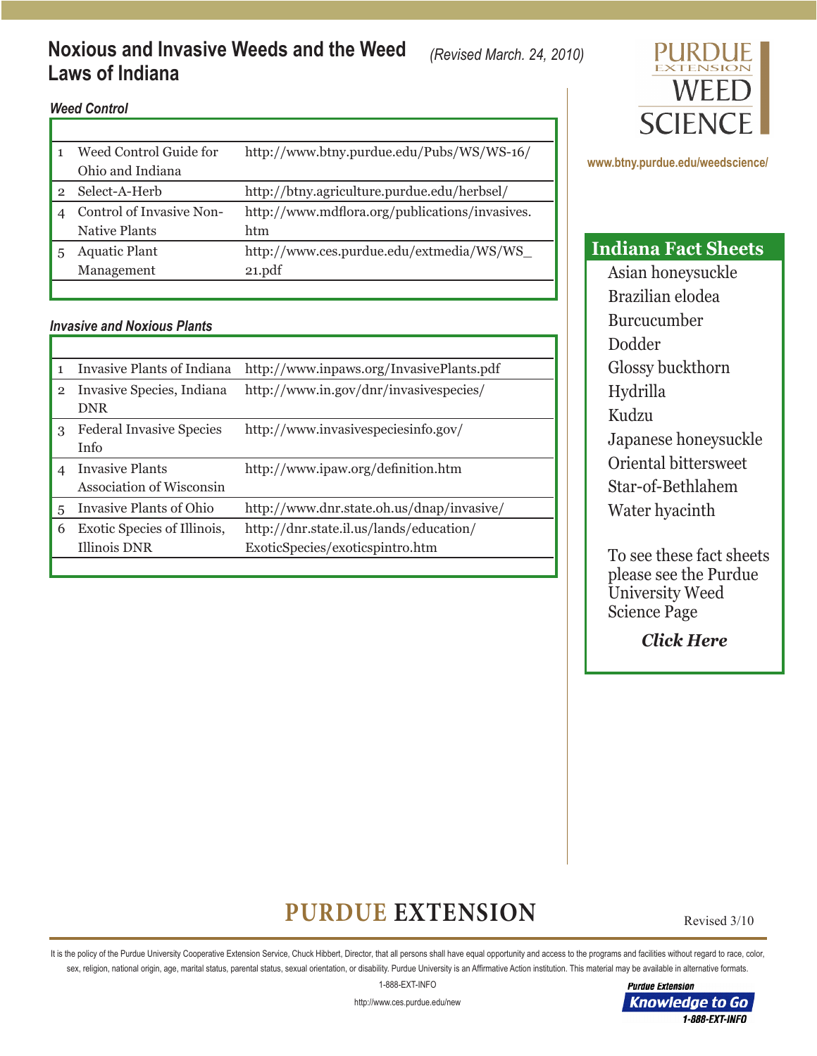# Noxious and Invasive Weeds and the Weed Laws of Indiana

*(Revised March. 24, 2010)*

PURDUE EXTENSION WEED SCIENCE

www.btny.purdue.edu/weedscience/

### *Weed Control*

| | | |
|---|---|---|
| 1 | Weed Control Guide for Ohio and Indiana | http://www.btny.purdue.edu/Pubs/WS/WS-16/ |
| 2 | Select-A-Herb | http://btny.agriculture.purdue.edu/herbsel/ |
| 4 | Control of Invasive Non-Native Plants | http://www.mdflora.org/publications/invasives.htm |
| 5 | Aquatic Plant Management | http://www.ces.purdue.edu/extmedia/WS/WS_21.pdf |

### *Invasive and Noxious Plants*

| | | |
|---|---|---|
| 1 | Invasive Plants of Indiana | http://www.inpaws.org/InvasivePlants.pdf |
| 2 | Invasive Species, Indiana DNR | http://www.in.gov/dnr/invasivespecies/ |
| 3 | Federal Invasive Species Info | http://www.invasivespeciesinfo.gov/ |
| 4 | Invasive Plants Association of Wisconsin | http://www.ipaw.org/definition.htm |
| 5 | Invasive Plants of Ohio | http://www.dnr.state.oh.us/dnap/invasive/ |
| 6 | Exotic Species of Illinois, Illinois DNR | http://dnr.state.il.us/lands/education/ExoticSpecies/exoticspintro.htm |

## Indiana Fact Sheets

Asian honeysuckle
Brazilian elodea
Burcucumber
Dodder
Glossy buckthorn
Hydrilla
Kudzu
Japanese honeysuckle
Oriental bittersweet
Star-of-Bethlahem
Water hyacinth

To see these fact sheets please see the Purdue University Weed Science Page

***Click Here***

PURDUE EXTENSION

Revised 3/10

It is the policy of the Purdue University Cooperative Extension Service, Chuck Hibbert, Director, that all persons shall have equal opportunity and access to the programs and facilities without regard to race, color, sex, religion, national origin, age, marital status, parental status, sexual orientation, or disability. Purdue University is an Affirmative Action institution. This material may be available in alternative formats.

1-888-EXT-INFO

http://www.ces.purdue.edu/new

Purdue Extension Knowledge to Go 1-888-EXT-INFO